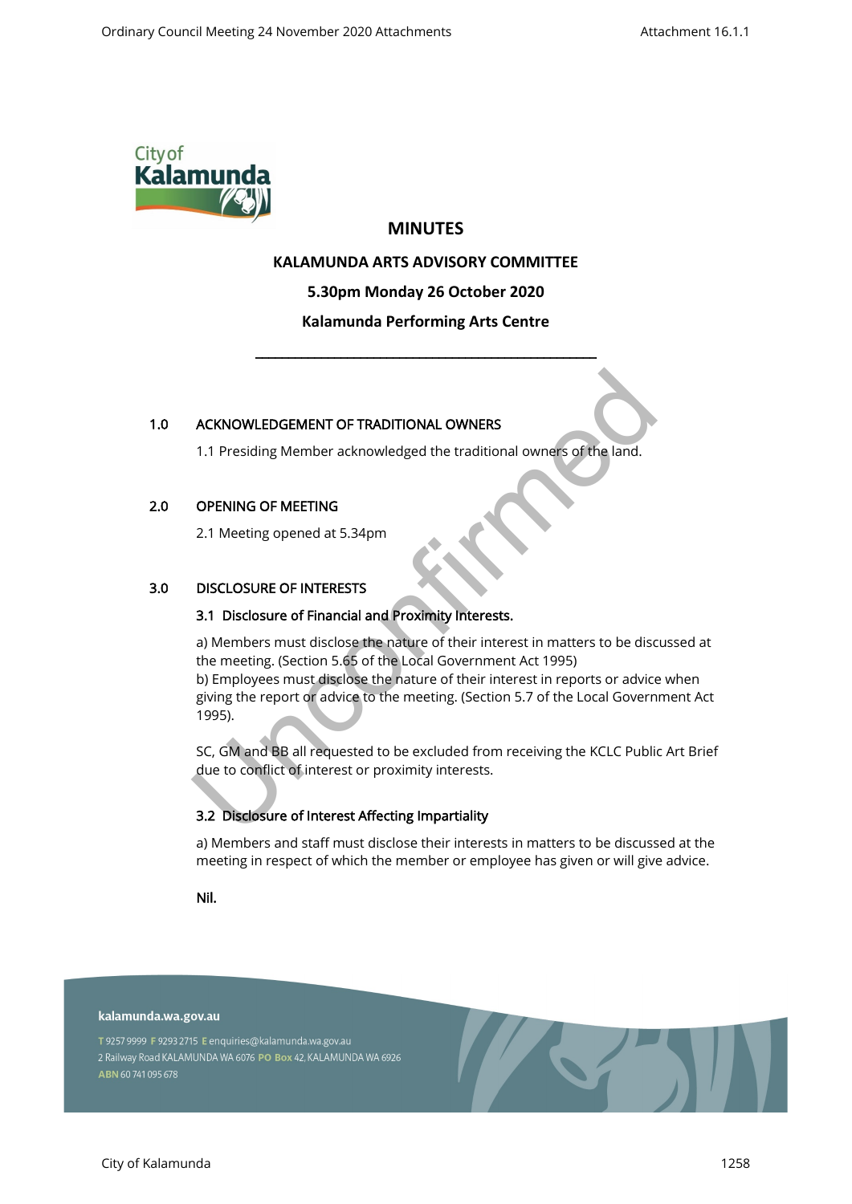# MINUTES

## KALAMUNDA ARTS ADVISORY COMMITTEE

**5.30pm Monday 26 October 2020**

**Kalamunda Performing Arts Centre**

---

## 1.0 ACKNOWLEDGEMENT OF TRADITIONAL OWNERS

1.1 Presiding Member acknowledged the traditional owners of the land.

## 2.0 OPENING OF MEETING

2.1 Meeting opened at 5.34pm

## 3.0 DISCLOSURE OF INTERESTS

### 3.1 Disclosure of Financial and Proximity Interests.

a) Members must disclose the nature of their interest in matters to be discussed at the meeting. (Section 5.65 of the Local Government Act 1995)
b) Employees must disclose the nature of their interest in reports or advice when giving the report or advice to the meeting. (Section 5.7 of the Local Government Act 1995).

SC, GM and BB all requested to be excluded from receiving the KCLC Public Art Brief due to conflict of interest or proximity interests.

### 3.2 Disclosure of Interest Affecting Impartiality

a) Members and staff must disclose their interests in matters to be discussed at the meeting in respect of which the member or employee has given or will give advice.

**Nil.**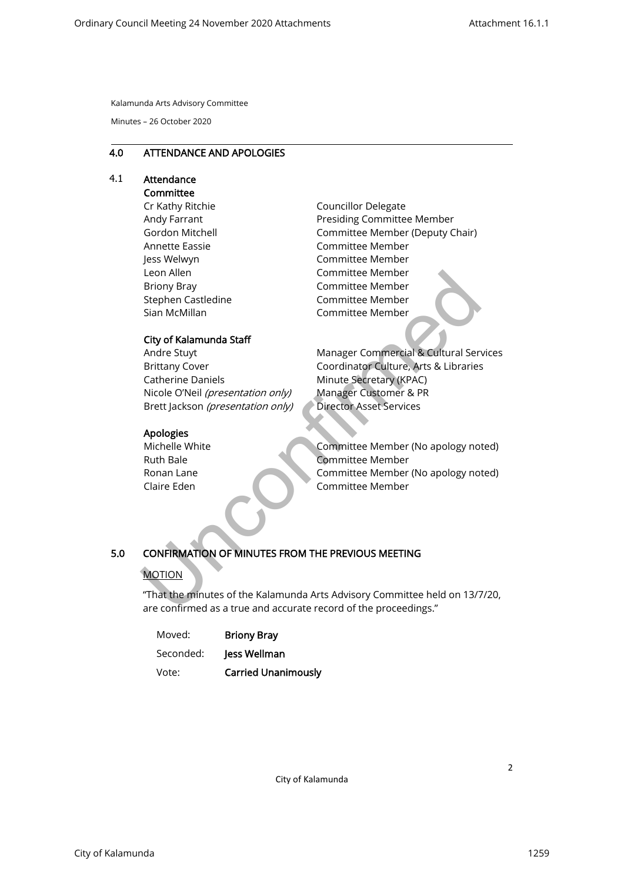Kalamunda Arts Advisory Committee

Minutes – 26 October 2020

## 4.0 ATTENDANCE AND APOLOGIES

### 4.1 Attendance

**Committee**

| | |
|---|---|
| Cr Kathy Ritchie | Councillor Delegate |
| Andy Farrant | Presiding Committee Member |
| Gordon Mitchell | Committee Member (Deputy Chair) |
| Annette Eassie | Committee Member |
| Jess Welwyn | Committee Member |
| Leon Allen | Committee Member |
| Briony Bray | Committee Member |
| Stephen Castledine | Committee Member |
| Sian McMillan | Committee Member |

**City of Kalamunda Staff**

| | |
|---|---|
| Andre Stuyt | Manager Commercial & Cultural Services |
| Brittany Cover | Coordinator Culture, Arts & Libraries |
| Catherine Daniels | Minute Secretary (KPAC) |
| Nicole O'Neil *(presentation only)* | Manager Customer & PR |
| Brett Jackson *(presentation only)* | Director Asset Services |

**Apologies**

| | |
|---|---|
| Michelle White | Committee Member (No apology noted) |
| Ruth Bale | Committee Member |
| Ronan Lane | Committee Member (No apology noted) |
| Claire Eden | Committee Member |

## 5.0 CONFIRMATION OF MINUTES FROM THE PREVIOUS MEETING

MOTION

"That the minutes of the Kalamunda Arts Advisory Committee held on 13/7/20, are confirmed as a true and accurate record of the proceedings."

| | |
|---|---|
| Moved: | **Briony Bray** |
| Seconded: | **Jess Wellman** |
| Vote: | **Carried Unanimously** |

City of Kalamunda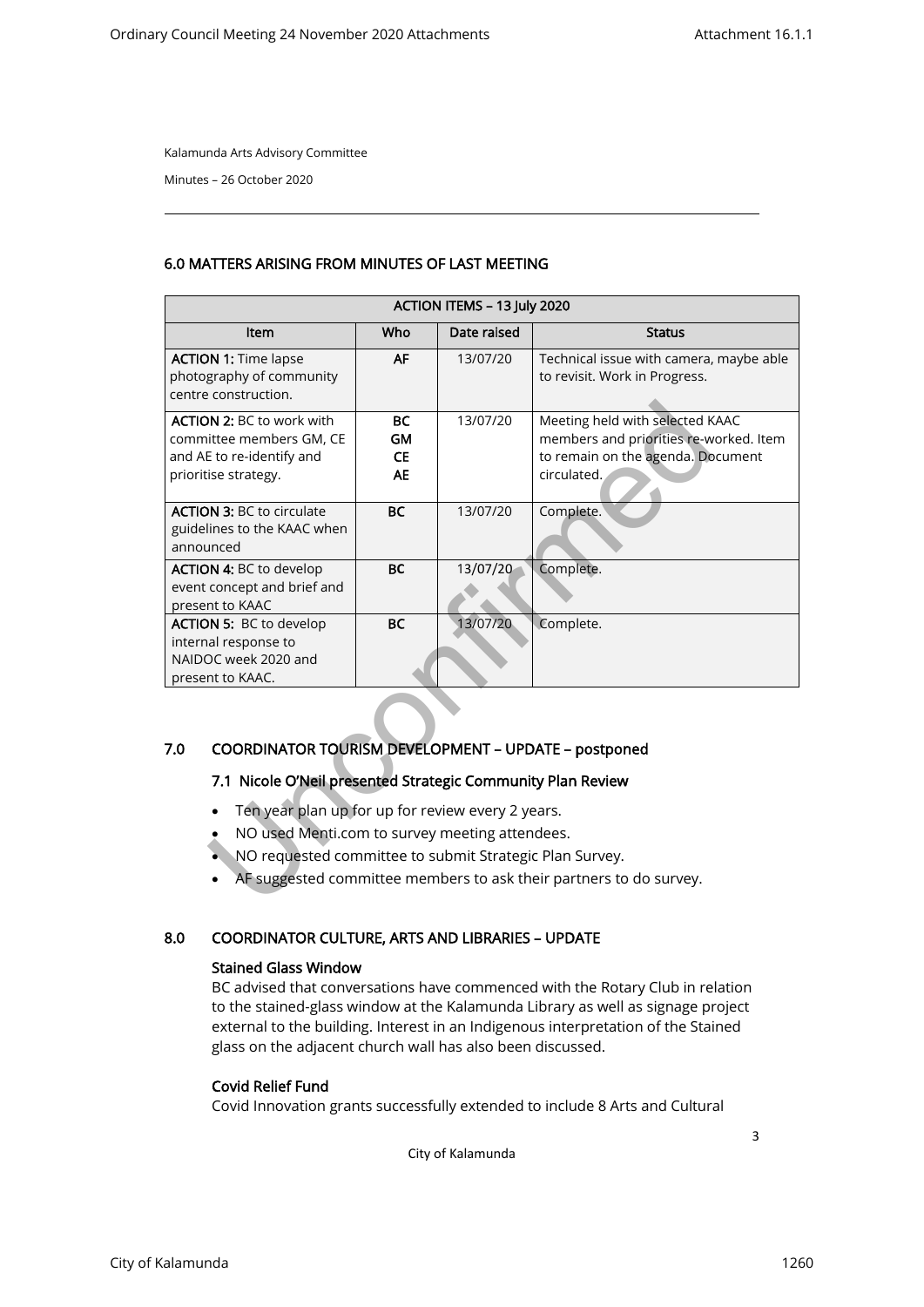Kalamunda Arts Advisory Committee

Minutes – 26 October 2020

## 6.0 MATTERS ARISING FROM MINUTES OF LAST MEETING

| ACTION ITEMS – 13 July 2020 | | | |
|---|---|---|---|
| **Item** | **Who** | **Date raised** | **Status** |
| **ACTION 1:** Time lapse photography of community centre construction. | **AF** | 13/07/20 | Technical issue with camera, maybe able to revisit. Work in Progress. |
| **ACTION 2:** BC to work with committee members GM, CE and AE to re-identify and prioritise strategy. | **BC GM CE AE** | 13/07/20 | Meeting held with selected KAAC members and priorities re-worked. Item to remain on the agenda. Document circulated. |
| **ACTION 3:** BC to circulate guidelines to the KAAC when announced | **BC** | 13/07/20 | Complete. |
| **ACTION 4:** BC to develop event concept and brief and present to KAAC | **BC** | 13/07/20 | Complete. |
| **ACTION 5:** BC to develop internal response to NAIDOC week 2020 and present to KAAC. | **BC** | 13/07/20 | Complete. |

## 7.0 COORDINATOR TOURISM DEVELOPMENT – UPDATE – postponed

### 7.1 Nicole O'Neil presented Strategic Community Plan Review

- Ten year plan up for review every 2 years.
- NO used Menti.com to survey meeting attendees.
- NO requested committee to submit Strategic Plan Survey.
- AF suggested committee members to ask their partners to do survey.

## 8.0 COORDINATOR CULTURE, ARTS AND LIBRARIES – UPDATE

### Stained Glass Window

BC advised that conversations have commenced with the Rotary Club in relation to the stained-glass window at the Kalamunda Library as well as signage project external to the building. Interest in an Indigenous interpretation of the Stained glass on the adjacent church wall has also been discussed.

### Covid Relief Fund

Covid Innovation grants successfully extended to include 8 Arts and Cultural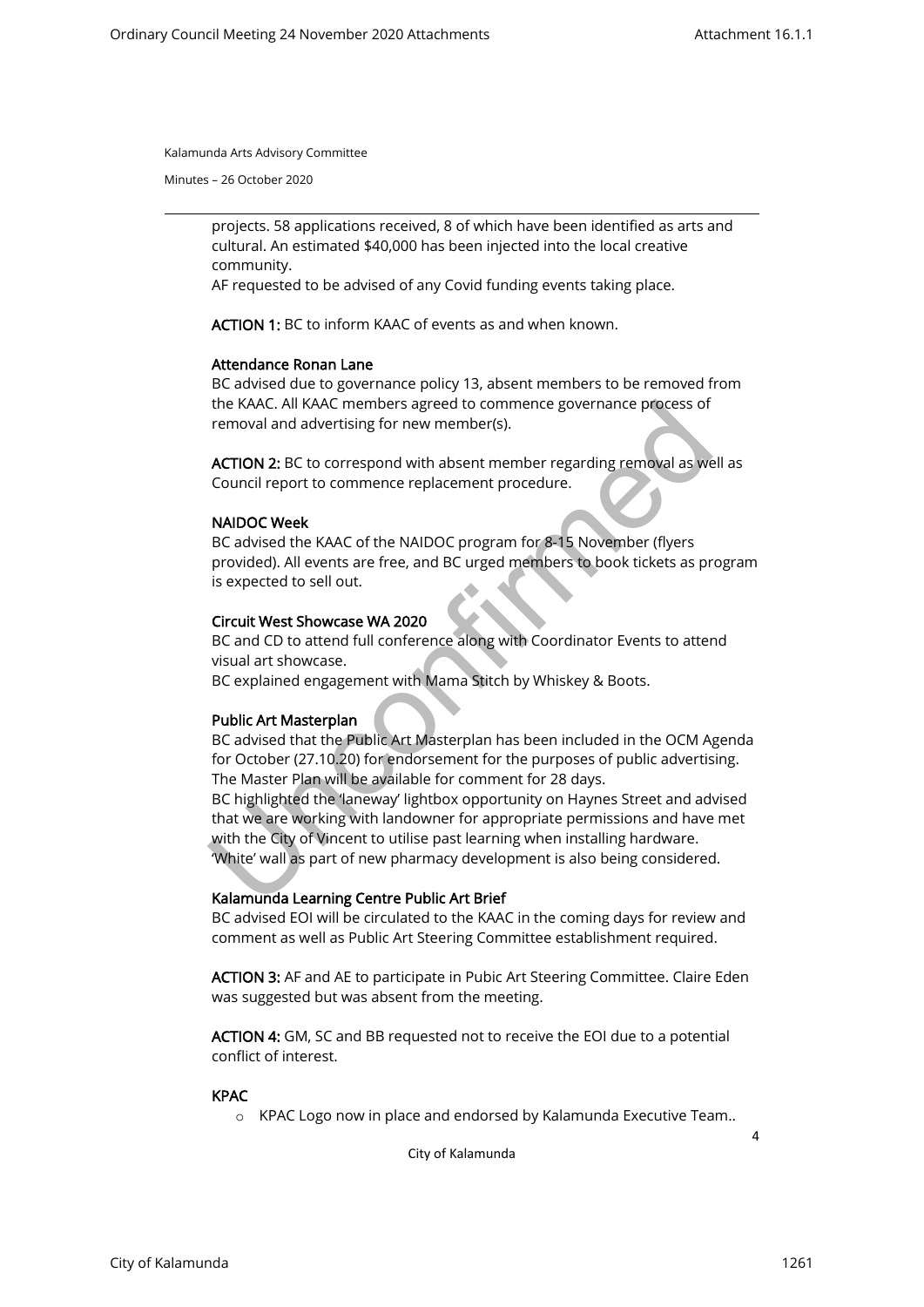projects. 58 applications received, 8 of which have been identified as arts and cultural. An estimated $40,000 has been injected into the local creative community.
AF requested to be advised of any Covid funding events taking place.

**ACTION 1:** BC to inform KAAC of events as and when known.

**Attendance Ronan Lane**
BC advised due to governance policy 13, absent members to be removed from the KAAC. All KAAC members agreed to commence governance process of removal and advertising for new member(s).

**ACTION 2:** BC to correspond with absent member regarding removal as well as Council report to commence replacement procedure.

**NAIDOC Week**
BC advised the KAAC of the NAIDOC program for 8-15 November (flyers provided). All events are free, and BC urged members to book tickets as program is expected to sell out.

**Circuit West Showcase WA 2020**
BC and CD to attend full conference along with Coordinator Events to attend visual art showcase.
BC explained engagement with Mama Stitch by Whiskey & Boots.

**Public Art Masterplan**
BC advised that the Public Art Masterplan has been included in the OCM Agenda for October (27.10.20) for endorsement for the purposes of public advertising. The Master Plan will be available for comment for 28 days.
BC highlighted the 'laneway' lightbox opportunity on Haynes Street and advised that we are working with landowner for appropriate permissions and have met with the City of Vincent to utilise past learning when installing hardware.
'White' wall as part of new pharmacy development is also being considered.

**Kalamunda Learning Centre Public Art Brief**
BC advised EOI will be circulated to the KAAC in the coming days for review and comment as well as Public Art Steering Committee establishment required.

**ACTION 3:** AF and AE to participate in Pubic Art Steering Committee. Claire Eden was suggested but was absent from the meeting.

**ACTION 4:** GM, SC and BB requested not to receive the EOI due to a potential conflict of interest.

**KPAC**

- KPAC Logo now in place and endorsed by Kalamunda Executive Team..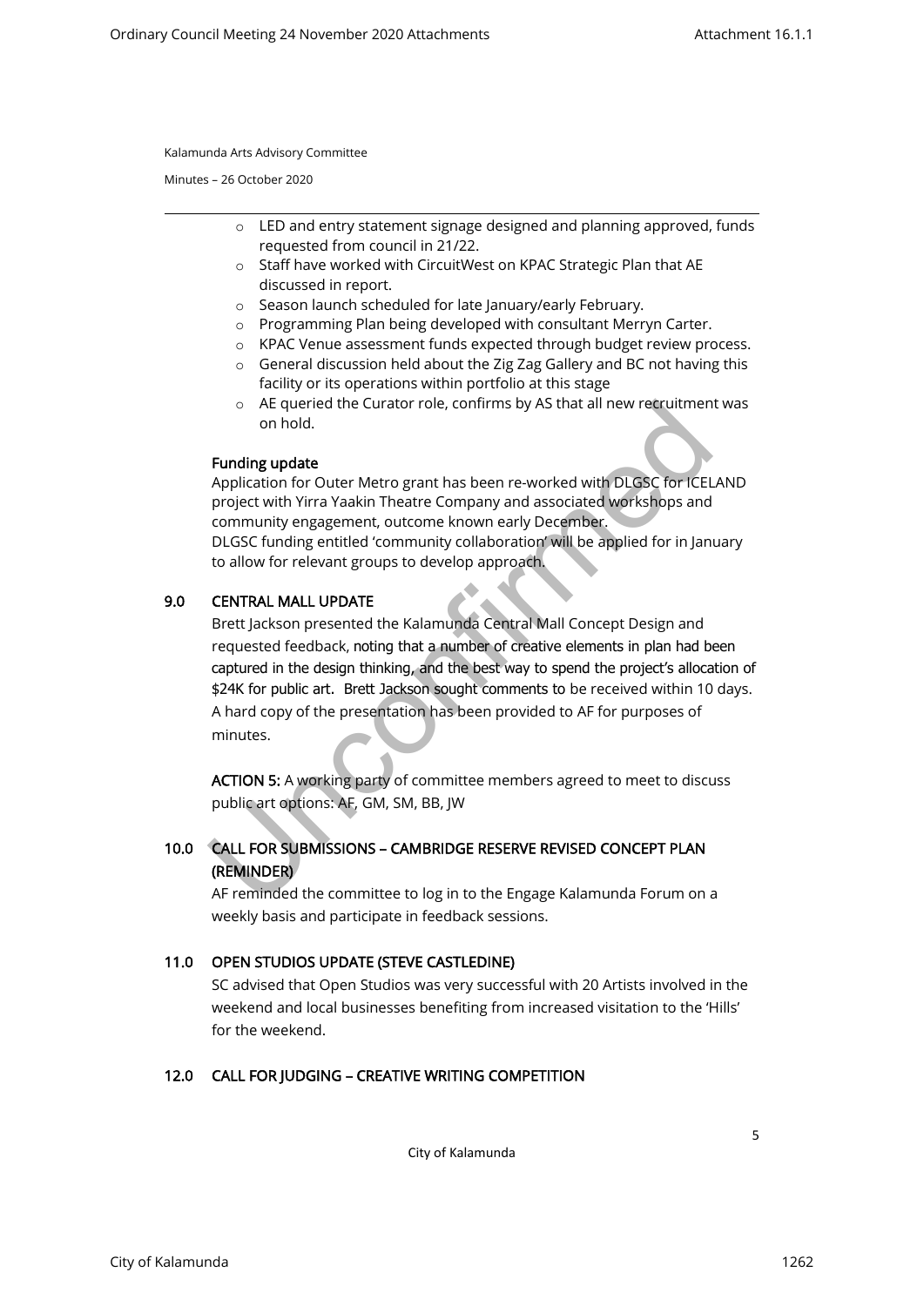Kalamunda Arts Advisory Committee

Minutes – 26 October 2020

- LED and entry statement signage designed and planning approved, funds requested from council in 21/22.
- Staff have worked with CircuitWest on KPAC Strategic Plan that AE discussed in report.
- Season launch scheduled for late January/early February.
- Programming Plan being developed with consultant Merryn Carter.
- KPAC Venue assessment funds expected through budget review process.
- General discussion held about the Zig Zag Gallery and BC not having this facility or its operations within portfolio at this stage
- AE queried the Curator role, confirms by AS that all new recruitment was on hold.

**Funding update**

Application for Outer Metro grant has been re-worked with DLGSC for ICELAND project with Yirra Yaakin Theatre Company and associated workshops and community engagement, outcome known early December.

DLGSC funding entitled 'community collaboration' will be applied for in January to allow for relevant groups to develop approach.

## 9.0 CENTRAL MALL UPDATE

Brett Jackson presented the Kalamunda Central Mall Concept Design and requested feedback, noting that a number of creative elements in plan had been captured in the design thinking, and the best way to spend the project's allocation of $24K for public art. Brett Jackson sought comments to be received within 10 days. A hard copy of the presentation has been provided to AF for purposes of minutes.

**ACTION 5:** A working party of committee members agreed to meet to discuss public art options: AF, GM, SM, BB, JW

## 10.0 CALL FOR SUBMISSIONS – CAMBRIDGE RESERVE REVISED CONCEPT PLAN (REMINDER)

AF reminded the committee to log in to the Engage Kalamunda Forum on a weekly basis and participate in feedback sessions.

## 11.0 OPEN STUDIOS UPDATE (STEVE CASTLEDINE)

SC advised that Open Studios was very successful with 20 Artists involved in the weekend and local businesses benefiting from increased visitation to the 'Hills' for the weekend.

## 12.0 CALL FOR JUDGING – CREATIVE WRITING COMPETITION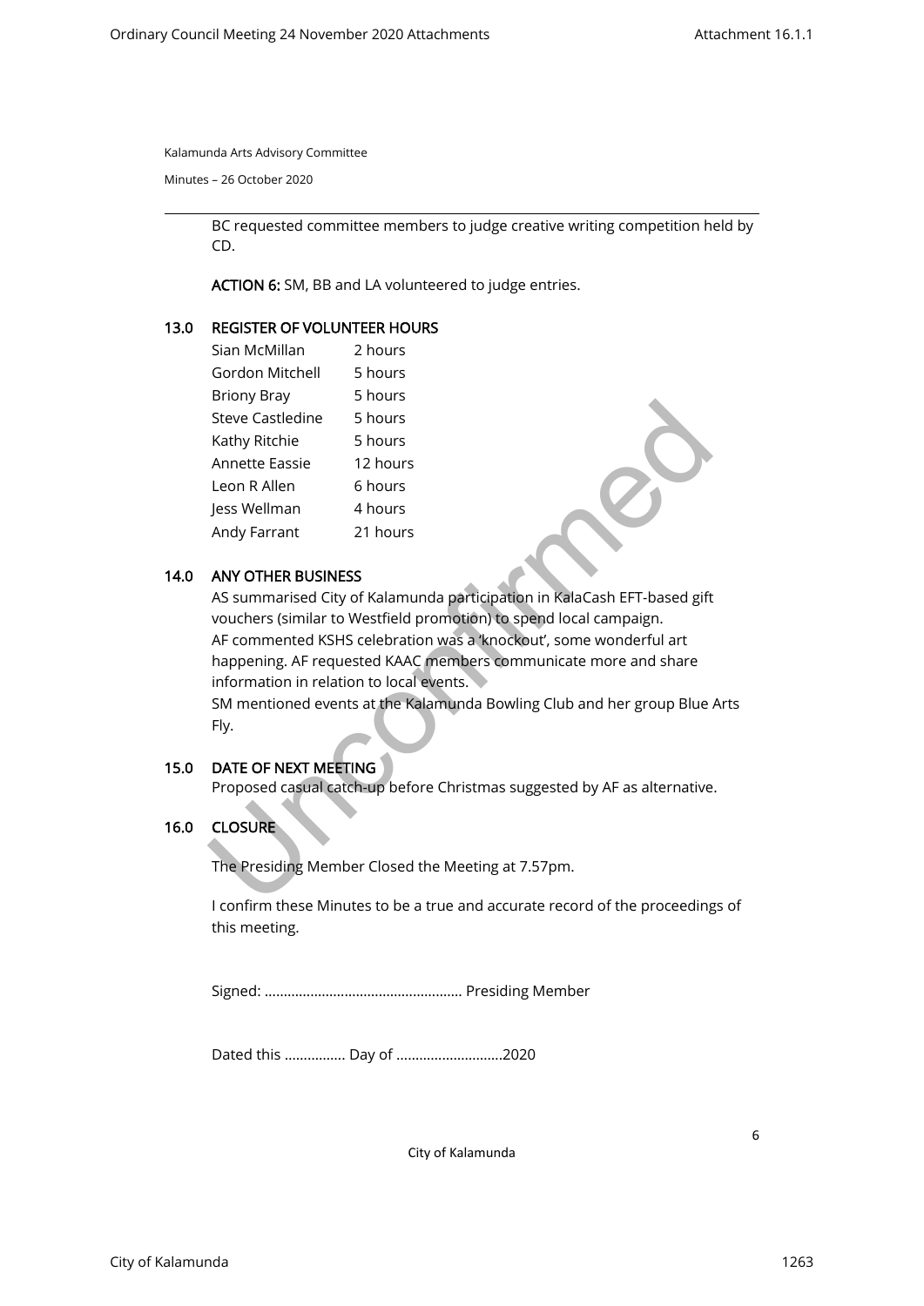Kalamunda Arts Advisory Committee

Minutes – 26 October 2020

BC requested committee members to judge creative writing competition held by CD.

**ACTION 6:** SM, BB and LA volunteered to judge entries.

## 13.0 REGISTER OF VOLUNTEER HOURS

| | |
|---|---|
| Sian McMillan | 2 hours |
| Gordon Mitchell | 5 hours |
| Briony Bray | 5 hours |
| Steve Castledine | 5 hours |
| Kathy Ritchie | 5 hours |
| Annette Eassie | 12 hours |
| Leon R Allen | 6 hours |
| Jess Wellman | 4 hours |
| Andy Farrant | 21 hours |

## 14.0 ANY OTHER BUSINESS

AS summarised City of Kalamunda participation in KalaCash EFT-based gift vouchers (similar to Westfield promotion) to spend local campaign.
AF commented KSHS celebration was a 'knockout', some wonderful art happening. AF requested KAAC members communicate more and share information in relation to local events.
SM mentioned events at the Kalamunda Bowling Club and her group Blue Arts Fly.

## 15.0 DATE OF NEXT MEETING

Proposed casual catch-up before Christmas suggested by AF as alternative.

## 16.0 CLOSURE

The Presiding Member Closed the Meeting at 7.57pm.

I confirm these Minutes to be a true and accurate record of the proceedings of this meeting.

Signed: ................................................... Presiding Member

Dated this ................ Day of ............................2020

Unconfirmed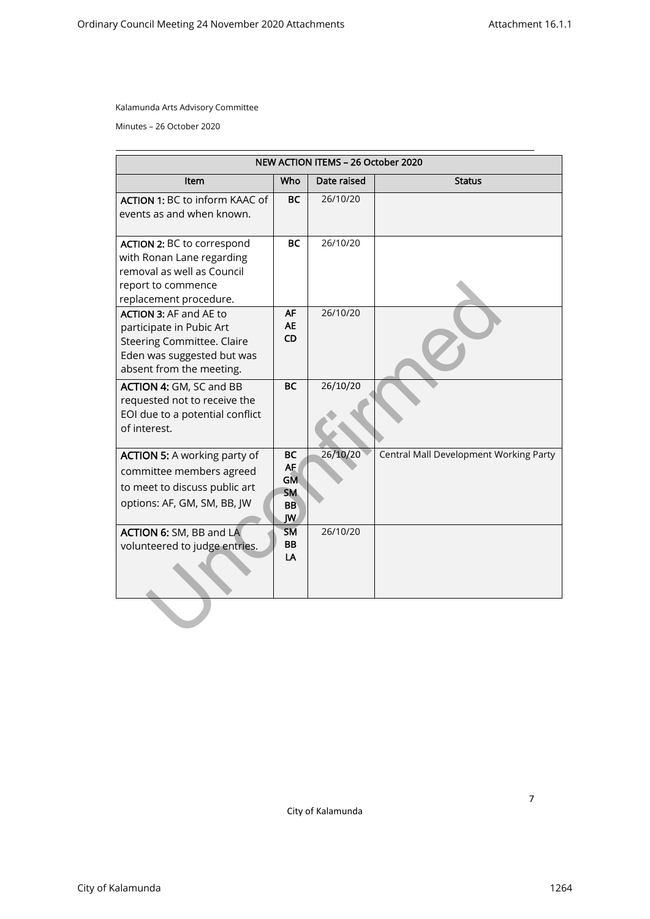Kalamunda Arts Advisory Committee

Minutes – 26 October 2020

| NEW ACTION ITEMS – 26 October 2020 | | | |
|---|---|---|---|
| **Item** | **Who** | **Date raised** | **Status** |
| **ACTION 1:** BC to inform KAAC of events as and when known. | **BC** | 26/10/20 | |
| **ACTION 2:** BC to correspond with Ronan Lane regarding removal as well as Council report to commence replacement procedure. | **BC** | 26/10/20 | |
| **ACTION 3:** AF and AE to participate in Pubic Art Steering Committee. Claire Eden was suggested but was absent from the meeting. | **AF AE CD** | 26/10/20 | |
| **ACTION 4:** GM, SC and BB requested not to receive the EOI due to a potential conflict of interest. | **BC** | 26/10/20 | |
| **ACTION 5:** A working party of committee members agreed to meet to discuss public art options: AF, GM, SM, BB, JW | **BC AF GM SM BB JW** | 26/10/20 | Central Mall Development Working Party |
| **ACTION 6:** SM, BB and LA volunteered to judge entries. | **SM BB LA** | 26/10/20 | |

Unconfirmed